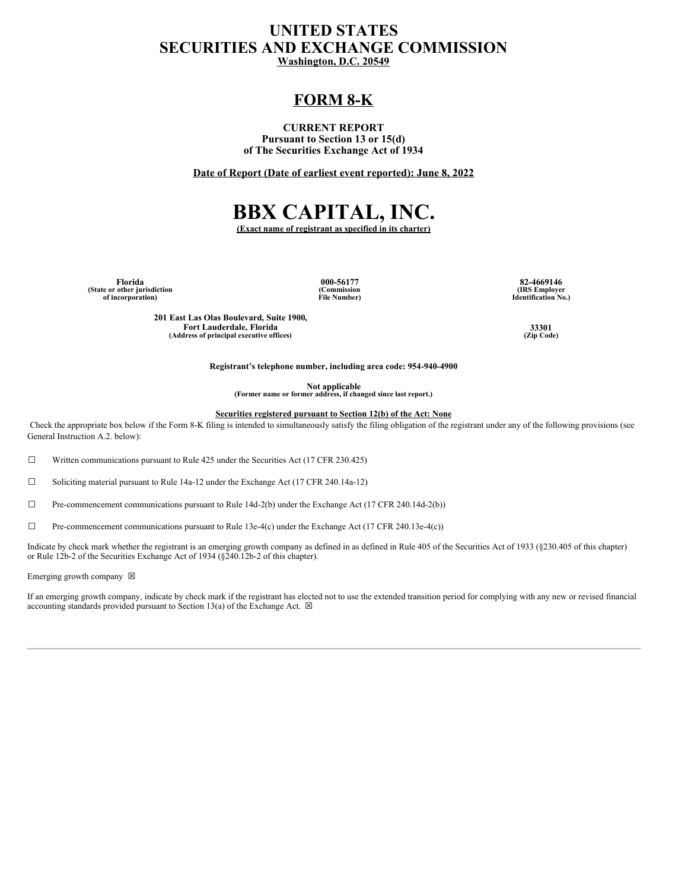# UNITED STATES
# SECURITIES AND EXCHANGE COMMISSION
**Washington, D.C. 20549**

## FORM 8-K

**CURRENT REPORT**
**Pursuant to Section 13 or 15(d)**
**of The Securities Exchange Act of 1934**

**Date of Report (Date of earliest event reported): June 8, 2022**

# BBX CAPITAL, INC.
**(Exact name of registrant as specified in its charter)**

| Florida | 000-56177 | 82-4669146 |
|---|---|---|
| (State or other jurisdiction of incorporation) | (Commission File Number) | (IRS Employer Identification No.) |

| 201 East Las Olas Boulevard, Suite 1900, Fort Lauderdale, Florida | 33301 |
|---|---|
| (Address of principal executive offices) | (Zip Code) |

**Registrant's telephone number, including area code: 954-940-4900**

**Not applicable**
**(Former name or former address, if changed since last report.)**

**Securities registered pursuant to Section 12(b) of the Act: None**

Check the appropriate box below if the Form 8-K filing is intended to simultaneously satisfy the filing obligation of the registrant under any of the following provisions (see General Instruction A.2. below):

☐ Written communications pursuant to Rule 425 under the Securities Act (17 CFR 230.425)

☐ Soliciting material pursuant to Rule 14a-12 under the Exchange Act (17 CFR 240.14a-12)

☐ Pre-commencement communications pursuant to Rule 14d-2(b) under the Exchange Act (17 CFR 240.14d-2(b))

☐ Pre-commencement communications pursuant to Rule 13e-4(c) under the Exchange Act (17 CFR 240.13e-4(c))

Indicate by check mark whether the registrant is an emerging growth company as defined in as defined in Rule 405 of the Securities Act of 1933 (§230.405 of this chapter) or Rule 12b-2 of the Securities Exchange Act of 1934 (§240.12b-2 of this chapter).

Emerging growth company ☒

If an emerging growth company, indicate by check mark if the registrant has elected not to use the extended transition period for complying with any new or revised financial accounting standards provided pursuant to Section 13(a) of the Exchange Act. ☒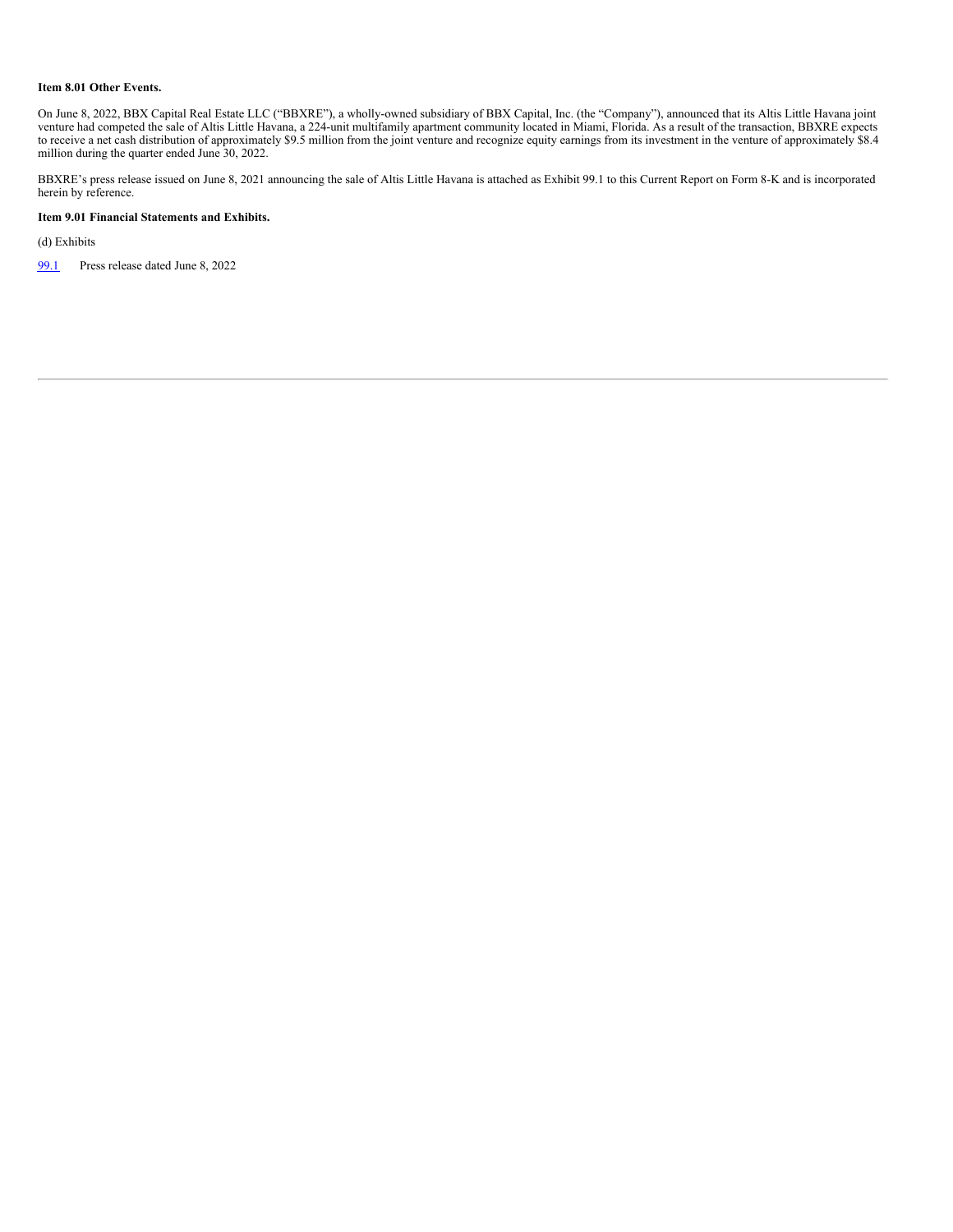**Item 8.01 Other Events.**

On June 8, 2022, BBX Capital Real Estate LLC ("BBXRE"), a wholly-owned subsidiary of BBX Capital, Inc. (the "Company"), announced that its Altis Little Havana joint venture had competed the sale of Altis Little Havana, a 224-unit multifamily apartment community located in Miami, Florida. As a result of the transaction, BBXRE expects to receive a net cash distribution of approximately $9.5 million from the joint venture and recognize equity earnings from its investment in the venture of approximately $8.4 million during the quarter ended June 30, 2022.

BBXRE's press release issued on June 8, 2021 announcing the sale of Altis Little Havana is attached as Exhibit 99.1 to this Current Report on Form 8-K and is incorporated herein by reference.

**Item 9.01 Financial Statements and Exhibits.**

(d) Exhibits

99.1 Press release dated June 8, 2022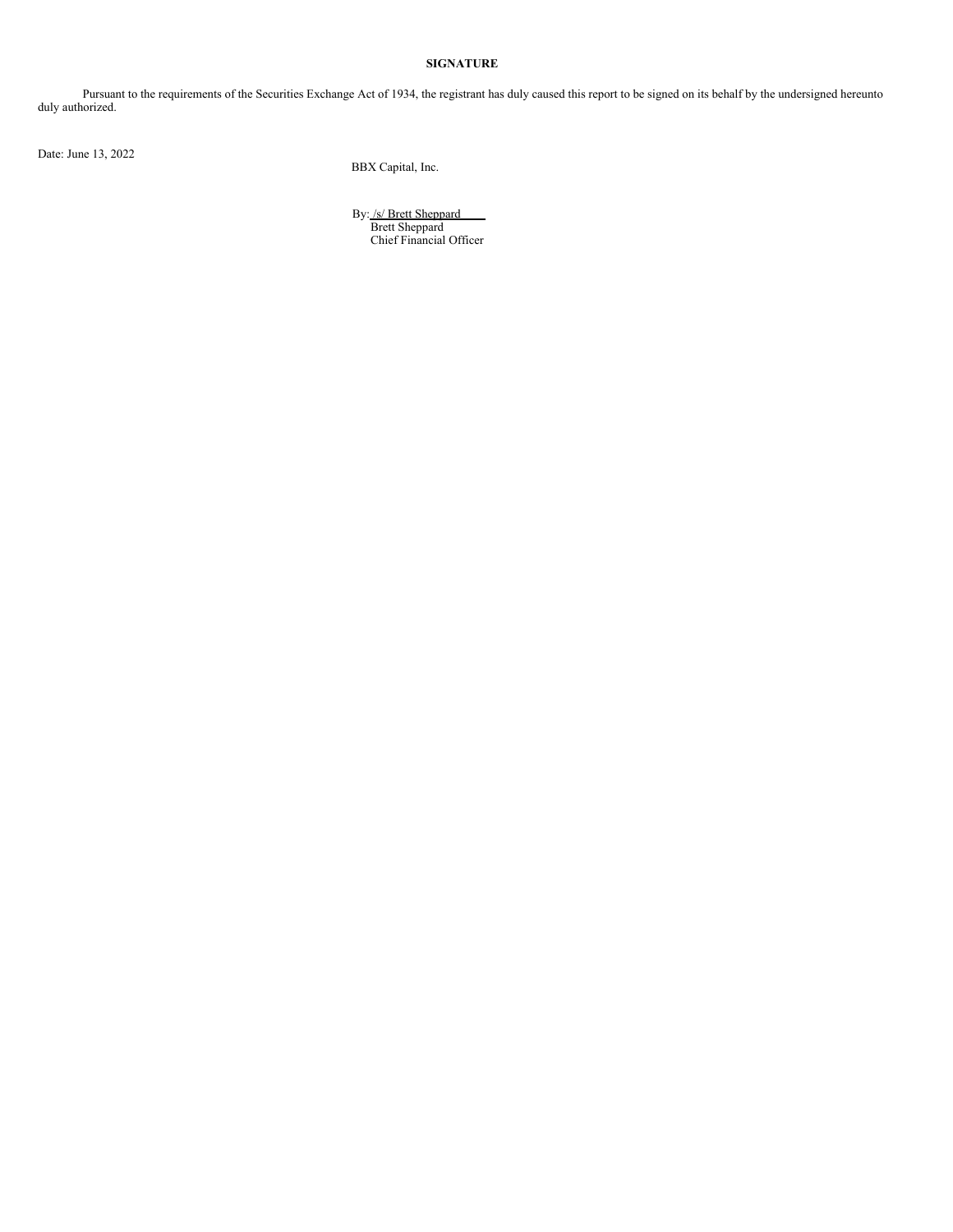**SIGNATURE**

Pursuant to the requirements of the Securities Exchange Act of 1934, the registrant has duly caused this report to be signed on its behalf by the undersigned hereunto duly authorized.

Date: June 13, 2022

BBX Capital, Inc.

By: /s/ Brett Sheppard
Brett Sheppard
Chief Financial Officer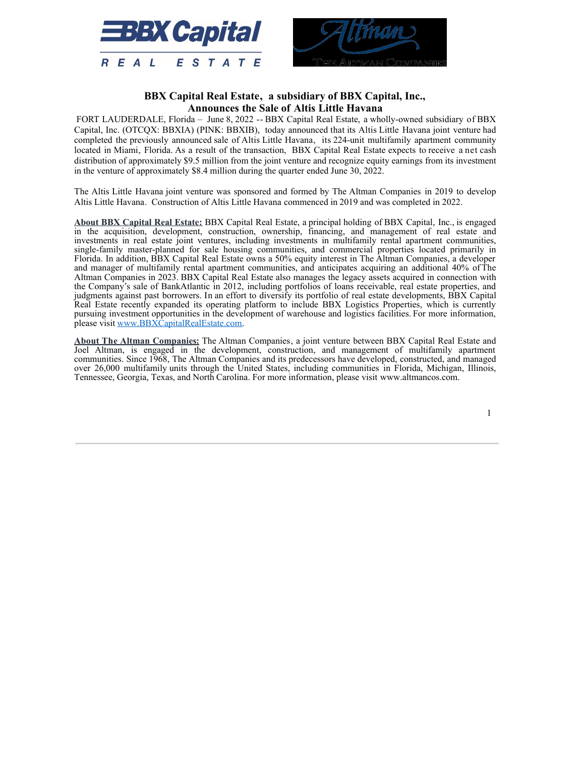# BBX Capital Real Estate, a subsidiary of BBX Capital, Inc., Announces the Sale of Altis Little Havana

FORT LAUDERDALE, Florida – June 8, 2022 -- BBX Capital Real Estate, a wholly-owned subsidiary of BBX Capital, Inc. (OTCQX: BBXIA) (PINK: BBXIB), today announced that its Altis Little Havana joint venture had completed the previously announced sale of Altis Little Havana, its 224-unit multifamily apartment community located in Miami, Florida. As a result of the transaction, BBX Capital Real Estate expects to receive a net cash distribution of approximately $9.5 million from the joint venture and recognize equity earnings from its investment in the venture of approximately $8.4 million during the quarter ended June 30, 2022.

The Altis Little Havana joint venture was sponsored and formed by The Altman Companies in 2019 to develop Altis Little Havana. Construction of Altis Little Havana commenced in 2019 and was completed in 2022.

**About BBX Capital Real Estate:** BBX Capital Real Estate, a principal holding of BBX Capital, Inc., is engaged in the acquisition, development, construction, ownership, financing, and management of real estate and investments in real estate joint ventures, including investments in multifamily rental apartment communities, single-family master-planned for sale housing communities, and commercial properties located primarily in Florida. In addition, BBX Capital Real Estate owns a 50% equity interest in The Altman Companies, a developer and manager of multifamily rental apartment communities, and anticipates acquiring an additional 40% of The Altman Companies in 2023. BBX Capital Real Estate also manages the legacy assets acquired in connection with the Company's sale of BankAtlantic in 2012, including portfolios of loans receivable, real estate properties, and judgments against past borrowers. In an effort to diversify its portfolio of real estate developments, BBX Capital Real Estate recently expanded its operating platform to include BBX Logistics Properties, which is currently pursuing investment opportunities in the development of warehouse and logistics facilities. For more information, please visit www.BBXCapitalRealEstate.com.

**About The Altman Companies:** The Altman Companies, a joint venture between BBX Capital Real Estate and Joel Altman, is engaged in the development, construction, and management of multifamily apartment communities. Since 1968, The Altman Companies and its predecessors have developed, constructed, and managed over 26,000 multifamily units through the United States, including communities in Florida, Michigan, Illinois, Tennessee, Georgia, Texas, and North Carolina. For more information, please visit www.altmancos.com.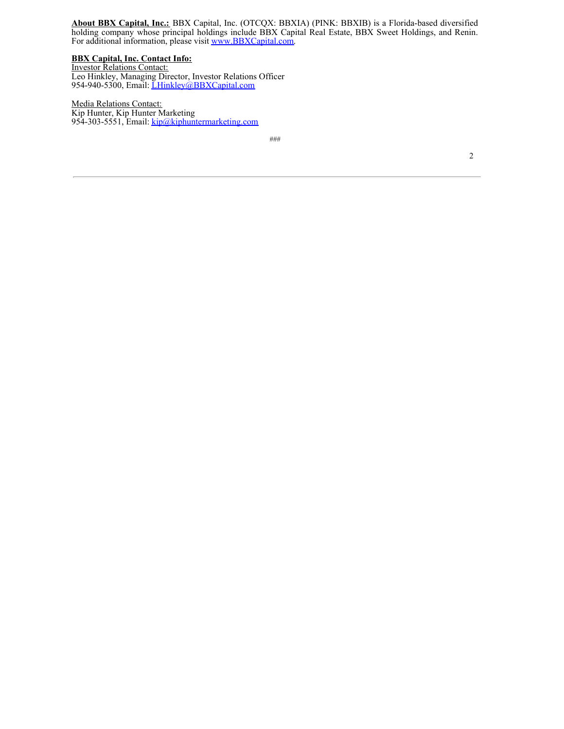**About BBX Capital, Inc.:** BBX Capital, Inc. (OTCQX: BBXIA) (PINK: BBXIB) is a Florida-based diversified holding company whose principal holdings include BBX Capital Real Estate, BBX Sweet Holdings, and Renin. For additional information, please visit www.BBXCapital.com.

**BBX Capital, Inc. Contact Info:**

Investor Relations Contact:
Leo Hinkley, Managing Director, Investor Relations Officer
954-940-5300, Email: LHinkley@BBXCapital.com

Media Relations Contact:
Kip Hunter, Kip Hunter Marketing
954-303-5551, Email: kip@kiphuntermarketing.com

###